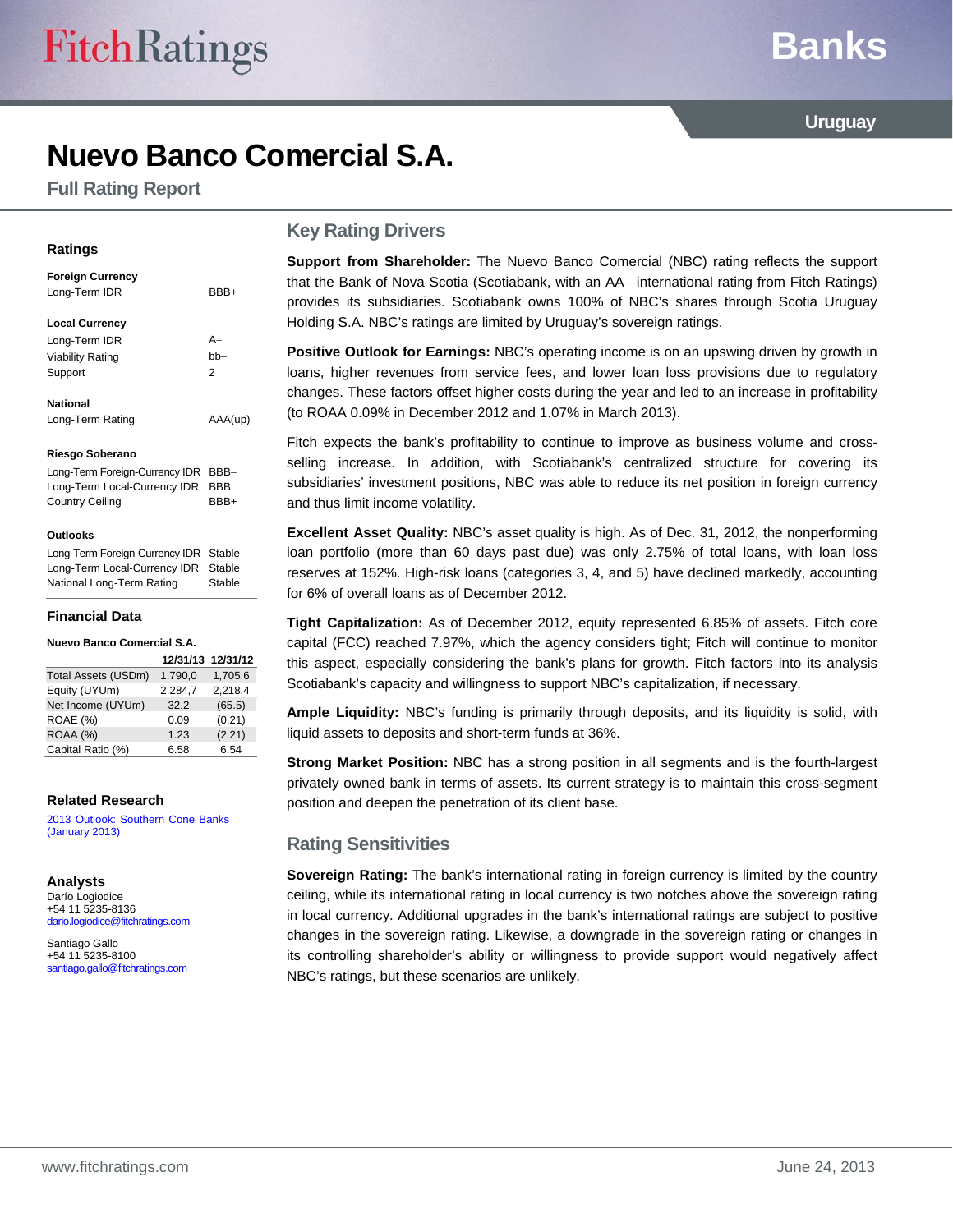# Nuevo Banco Comercial S.A.

## Full Rating Report

Banks — Uruguay

### Ratings

| **Foreign Currency** | |
|---|---|
| Long-Term IDR | BBB+ |
| **Local Currency** | |
| Long-Term IDR | A– |
| Viability Rating | bb– |
| Support | 2 |
| **National** | |
| Long-Term Rating | AAA(up) |
| **Riesgo Soberano** | |
| Long-Term Foreign-Currency IDR | BBB– |
| Long-Term Local-Currency IDR | BBB |
| Country Ceiling | BBB+ |
| **Outlooks** | |
| Long-Term Foreign-Currency IDR | Stable |
| Long-Term Local-Currency IDR | Stable |
| National Long-Term Rating | Stable |

### Financial Data

**Nuevo Banco Comercial S.A.**

| | 12/31/13 | 12/31/12 |
|---|---|---|
| Total Assets (USDm) | 1.790,0 | 1,705.6 |
| Equity (UYUm) | 2.284,7 | 2,218.4 |
| Net Income (UYUm) | 32.2 | (65.5) |
| ROAE (%) | 0.09 | (0.21) |
| ROAA (%) | 1.23 | (2.21) |
| Capital Ratio (%) | 6.58 | 6.54 |

### Related Research

2013 Outlook: Southern Cone Banks (January 2013)

### Analysts

Darío Logiodice
+54 11 5235-8136
dario.logiodice@fitchratings.com

Santiago Gallo
+54 11 5235-8100
santiago.gallo@fitchratings.com

## Key Rating Drivers

**Support from Shareholder:** The Nuevo Banco Comercial (NBC) rating reflects the support that the Bank of Nova Scotia (Scotiabank, with an AA– international rating from Fitch Ratings) provides its subsidiaries. Scotiabank owns 100% of NBC's shares through Scotia Uruguay Holding S.A. NBC's ratings are limited by Uruguay's sovereign ratings.

**Positive Outlook for Earnings:** NBC's operating income is on an upswing driven by growth in loans, higher revenues from service fees, and lower loan loss provisions due to regulatory changes. These factors offset higher costs during the year and led to an increase in profitability (to ROAA 0.09% in December 2012 and 1.07% in March 2013).

Fitch expects the bank's profitability to continue to improve as business volume and cross-selling increase. In addition, with Scotiabank's centralized structure for covering its subsidiaries' investment positions, NBC was able to reduce its net position in foreign currency and thus limit income volatility.

**Excellent Asset Quality:** NBC's asset quality is high. As of Dec. 31, 2012, the nonperforming loan portfolio (more than 60 days past due) was only 2.75% of total loans, with loan loss reserves at 152%. High-risk loans (categories 3, 4, and 5) have declined markedly, accounting for 6% of overall loans as of December 2012.

**Tight Capitalization:** As of December 2012, equity represented 6.85% of assets. Fitch core capital (FCC) reached 7.97%, which the agency considers tight; Fitch will continue to monitor this aspect, especially considering the bank's plans for growth. Fitch factors into its analysis Scotiabank's capacity and willingness to support NBC's capitalization, if necessary.

**Ample Liquidity:** NBC's funding is primarily through deposits, and its liquidity is solid, with liquid assets to deposits and short-term funds at 36%.

**Strong Market Position:** NBC has a strong position in all segments and is the fourth-largest privately owned bank in terms of assets. Its current strategy is to maintain this cross-segment position and deepen the penetration of its client base.

## Rating Sensitivities

**Sovereign Rating:** The bank's international rating in foreign currency is limited by the country ceiling, while its international rating in local currency is two notches above the sovereign rating in local currency. Additional upgrades in the bank's international ratings are subject to positive changes in the sovereign rating. Likewise, a downgrade in the sovereign rating or changes in its controlling shareholder's ability or willingness to provide support would negatively affect NBC's ratings, but these scenarios are unlikely.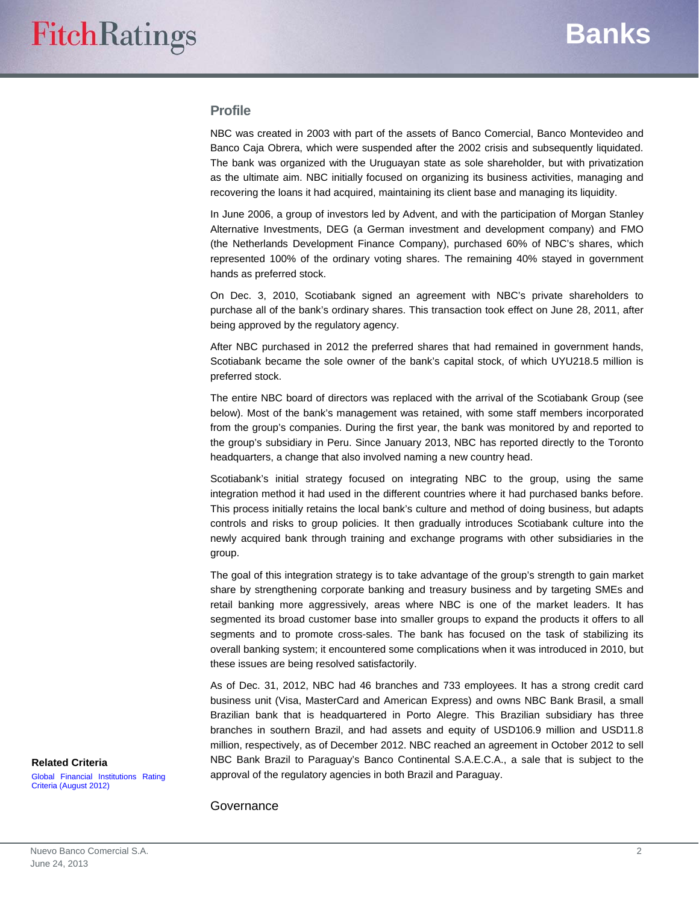## Profile

NBC was created in 2003 with part of the assets of Banco Comercial, Banco Montevideo and Banco Caja Obrera, which were suspended after the 2002 crisis and subsequently liquidated. The bank was organized with the Uruguayan state as sole shareholder, but with privatization as the ultimate aim. NBC initially focused on organizing its business activities, managing and recovering the loans it had acquired, maintaining its client base and managing its liquidity.

In June 2006, a group of investors led by Advent, and with the participation of Morgan Stanley Alternative Investments, DEG (a German investment and development company) and FMO (the Netherlands Development Finance Company), purchased 60% of NBC's shares, which represented 100% of the ordinary voting shares. The remaining 40% stayed in government hands as preferred stock.

On Dec. 3, 2010, Scotiabank signed an agreement with NBC's private shareholders to purchase all of the bank's ordinary shares. This transaction took effect on June 28, 2011, after being approved by the regulatory agency.

After NBC purchased in 2012 the preferred shares that had remained in government hands, Scotiabank became the sole owner of the bank's capital stock, of which UYU218.5 million is preferred stock.

The entire NBC board of directors was replaced with the arrival of the Scotiabank Group (see below). Most of the bank's management was retained, with some staff members incorporated from the group's companies. During the first year, the bank was monitored by and reported to the group's subsidiary in Peru. Since January 2013, NBC has reported directly to the Toronto headquarters, a change that also involved naming a new country head.

Scotiabank's initial strategy focused on integrating NBC to the group, using the same integration method it had used in the different countries where it had purchased banks before. This process initially retains the local bank's culture and method of doing business, but adapts controls and risks to group policies. It then gradually introduces Scotiabank culture into the newly acquired bank through training and exchange programs with other subsidiaries in the group.

The goal of this integration strategy is to take advantage of the group's strength to gain market share by strengthening corporate banking and treasury business and by targeting SMEs and retail banking more aggressively, areas where NBC is one of the market leaders. It has segmented its broad customer base into smaller groups to expand the products it offers to all segments and to promote cross-sales. The bank has focused on the task of stabilizing its overall banking system; it encountered some complications when it was introduced in 2010, but these issues are being resolved satisfactorily.

As of Dec. 31, 2012, NBC had 46 branches and 733 employees. It has a strong credit card business unit (Visa, MasterCard and American Express) and owns NBC Bank Brasil, a small Brazilian bank that is headquartered in Porto Alegre. This Brazilian subsidiary has three branches in southern Brazil, and had assets and equity of USD106.9 million and USD11.8 million, respectively, as of December 2012. NBC reached an agreement in October 2012 to sell NBC Bank Brazil to Paraguay's Banco Continental S.A.E.C.A., a sale that is subject to the approval of the regulatory agencies in both Brazil and Paraguay.

**Related Criteria**

Global Financial Institutions Rating Criteria (August 2012)

## Governance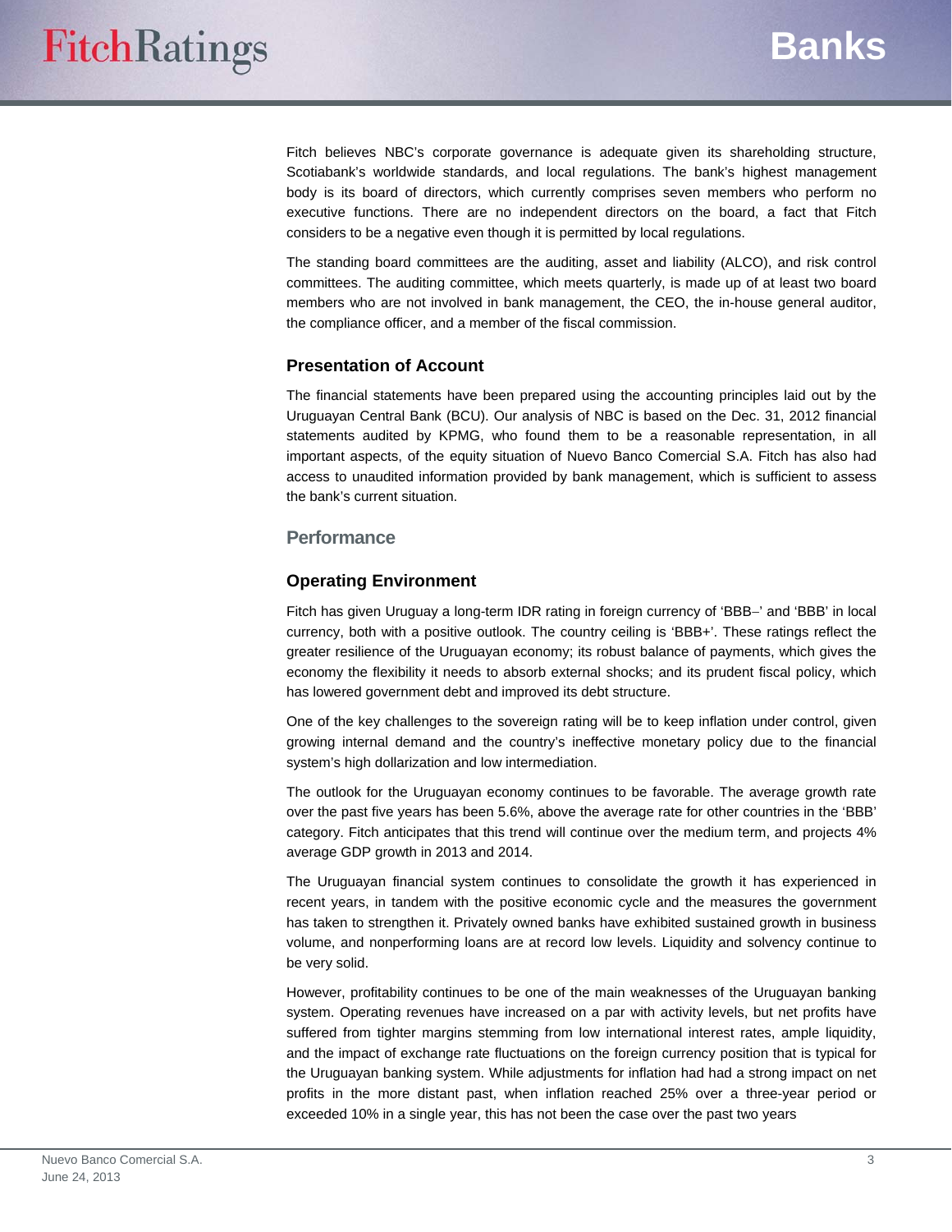Fitch believes NBC's corporate governance is adequate given its shareholding structure, Scotiabank's worldwide standards, and local regulations. The bank's highest management body is its board of directors, which currently comprises seven members who perform no executive functions. There are no independent directors on the board, a fact that Fitch considers to be a negative even though it is permitted by local regulations.

The standing board committees are the auditing, asset and liability (ALCO), and risk control committees. The auditing committee, which meets quarterly, is made up of at least two board members who are not involved in bank management, the CEO, the in-house general auditor, the compliance officer, and a member of the fiscal commission.

### Presentation of Account

The financial statements have been prepared using the accounting principles laid out by the Uruguayan Central Bank (BCU). Our analysis of NBC is based on the Dec. 31, 2012 financial statements audited by KPMG, who found them to be a reasonable representation, in all important aspects, of the equity situation of Nuevo Banco Comercial S.A. Fitch has also had access to unaudited information provided by bank management, which is sufficient to assess the bank's current situation.

## Performance

### Operating Environment

Fitch has given Uruguay a long-term IDR rating in foreign currency of 'BBB–' and 'BBB' in local currency, both with a positive outlook. The country ceiling is 'BBB+'. These ratings reflect the greater resilience of the Uruguayan economy; its robust balance of payments, which gives the economy the flexibility it needs to absorb external shocks; and its prudent fiscal policy, which has lowered government debt and improved its debt structure.

One of the key challenges to the sovereign rating will be to keep inflation under control, given growing internal demand and the country's ineffective monetary policy due to the financial system's high dollarization and low intermediation.

The outlook for the Uruguayan economy continues to be favorable. The average growth rate over the past five years has been 5.6%, above the average rate for other countries in the 'BBB' category. Fitch anticipates that this trend will continue over the medium term, and projects 4% average GDP growth in 2013 and 2014.

The Uruguayan financial system continues to consolidate the growth it has experienced in recent years, in tandem with the positive economic cycle and the measures the government has taken to strengthen it. Privately owned banks have exhibited sustained growth in business volume, and nonperforming loans are at record low levels. Liquidity and solvency continue to be very solid.

However, profitability continues to be one of the main weaknesses of the Uruguayan banking system. Operating revenues have increased on a par with activity levels, but net profits have suffered from tighter margins stemming from low international interest rates, ample liquidity, and the impact of exchange rate fluctuations on the foreign currency position that is typical for the Uruguayan banking system. While adjustments for inflation had had a strong impact on net profits in the more distant past, when inflation reached 25% over a three-year period or exceeded 10% in a single year, this has not been the case over the past two years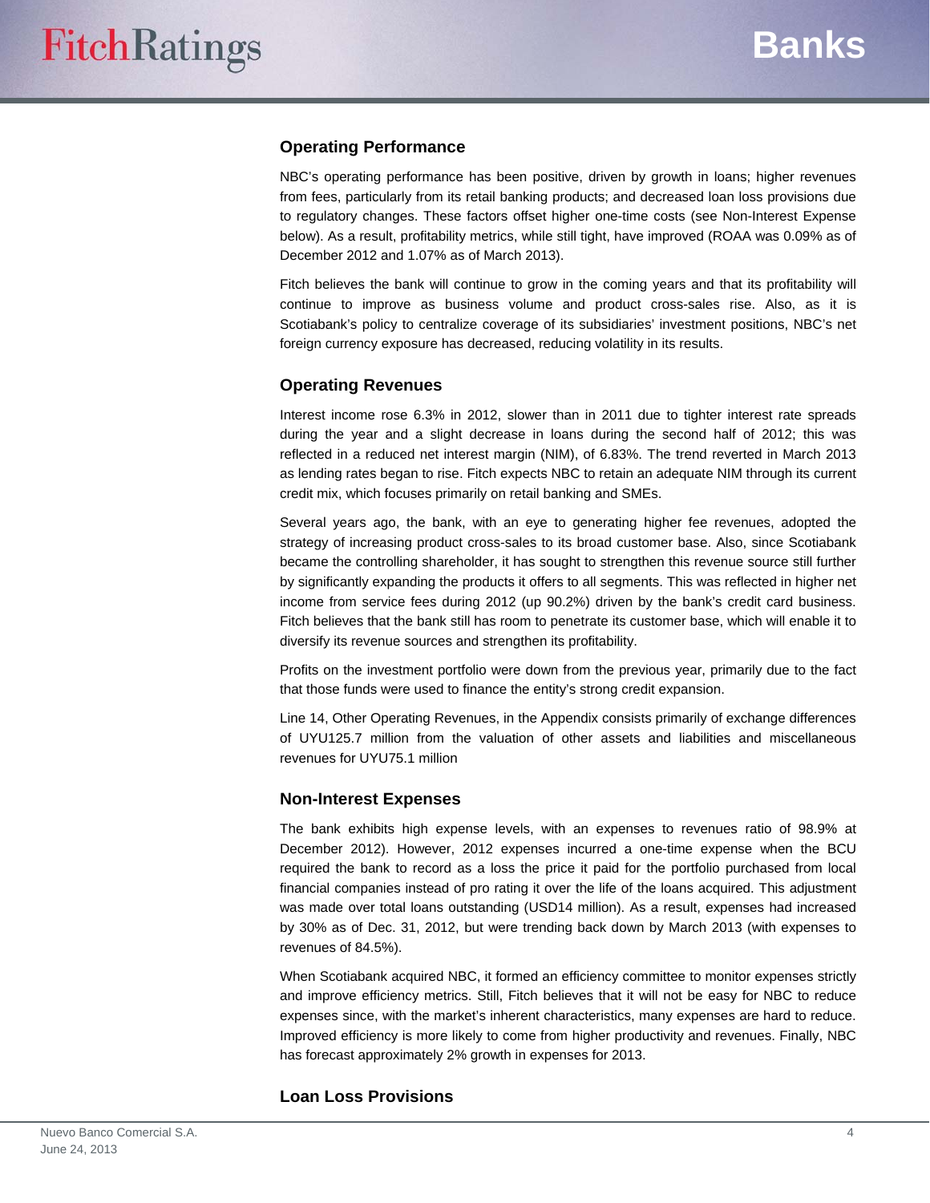## Operating Performance

NBC's operating performance has been positive, driven by growth in loans; higher revenues from fees, particularly from its retail banking products; and decreased loan loss provisions due to regulatory changes. These factors offset higher one-time costs (see Non-Interest Expense below). As a result, profitability metrics, while still tight, have improved (ROAA was 0.09% as of December 2012 and 1.07% as of March 2013).

Fitch believes the bank will continue to grow in the coming years and that its profitability will continue to improve as business volume and product cross-sales rise. Also, as it is Scotiabank's policy to centralize coverage of its subsidiaries' investment positions, NBC's net foreign currency exposure has decreased, reducing volatility in its results.

## Operating Revenues

Interest income rose 6.3% in 2012, slower than in 2011 due to tighter interest rate spreads during the year and a slight decrease in loans during the second half of 2012; this was reflected in a reduced net interest margin (NIM), of 6.83%. The trend reverted in March 2013 as lending rates began to rise. Fitch expects NBC to retain an adequate NIM through its current credit mix, which focuses primarily on retail banking and SMEs.

Several years ago, the bank, with an eye to generating higher fee revenues, adopted the strategy of increasing product cross-sales to its broad customer base. Also, since Scotiabank became the controlling shareholder, it has sought to strengthen this revenue source still further by significantly expanding the products it offers to all segments. This was reflected in higher net income from service fees during 2012 (up 90.2%) driven by the bank's credit card business. Fitch believes that the bank still has room to penetrate its customer base, which will enable it to diversify its revenue sources and strengthen its profitability.

Profits on the investment portfolio were down from the previous year, primarily due to the fact that those funds were used to finance the entity's strong credit expansion.

Line 14, Other Operating Revenues, in the Appendix consists primarily of exchange differences of UYU125.7 million from the valuation of other assets and liabilities and miscellaneous revenues for UYU75.1 million

## Non-Interest Expenses

The bank exhibits high expense levels, with an expenses to revenues ratio of 98.9% at December 2012). However, 2012 expenses incurred a one-time expense when the BCU required the bank to record as a loss the price it paid for the portfolio purchased from local financial companies instead of pro rating it over the life of the loans acquired. This adjustment was made over total loans outstanding (USD14 million). As a result, expenses had increased by 30% as of Dec. 31, 2012, but were trending back down by March 2013 (with expenses to revenues of 84.5%).

When Scotiabank acquired NBC, it formed an efficiency committee to monitor expenses strictly and improve efficiency metrics. Still, Fitch believes that it will not be easy for NBC to reduce expenses since, with the market's inherent characteristics, many expenses are hard to reduce. Improved efficiency is more likely to come from higher productivity and revenues. Finally, NBC has forecast approximately 2% growth in expenses for 2013.

## Loan Loss Provisions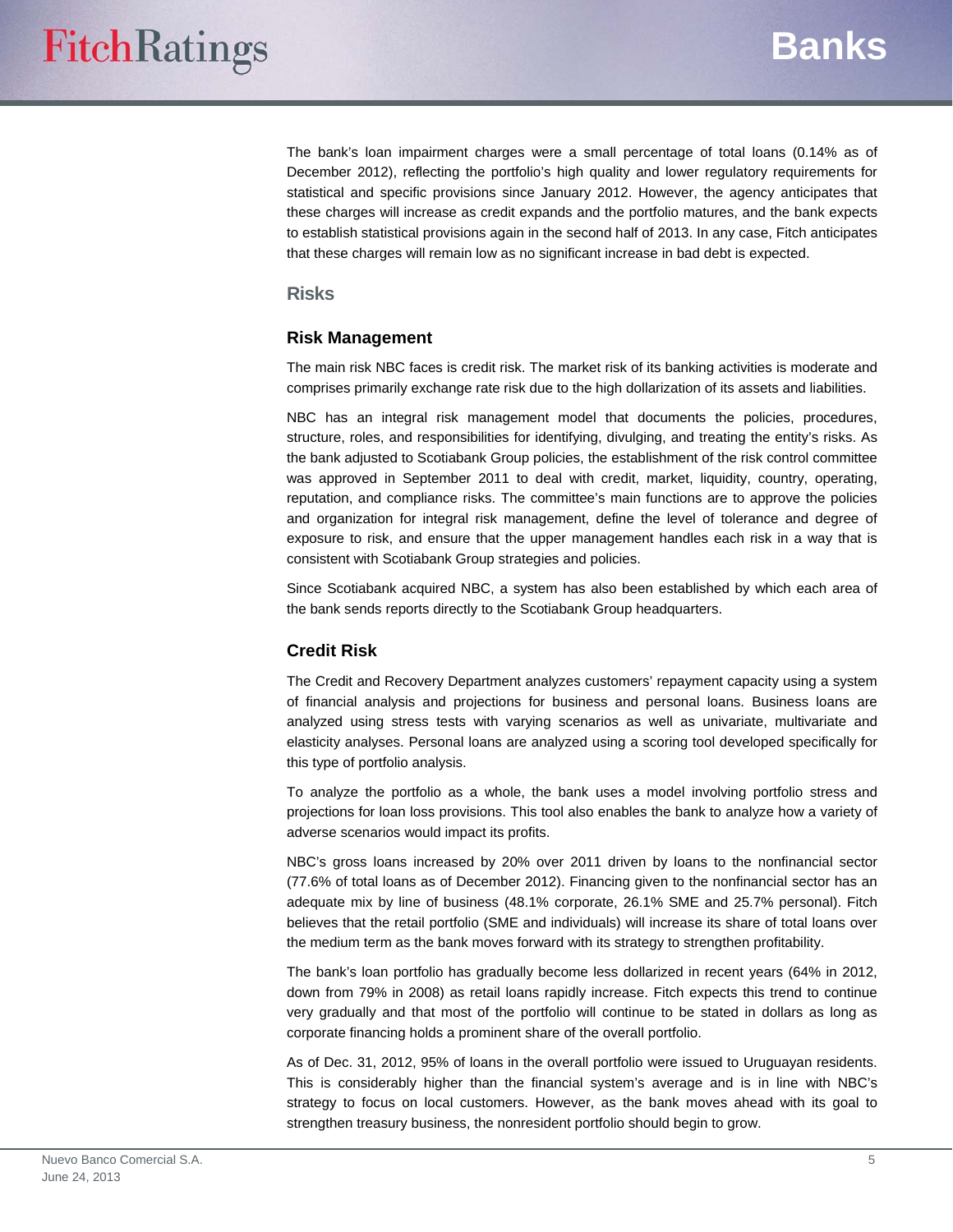The bank's loan impairment charges were a small percentage of total loans (0.14% as of December 2012), reflecting the portfolio's high quality and lower regulatory requirements for statistical and specific provisions since January 2012. However, the agency anticipates that these charges will increase as credit expands and the portfolio matures, and the bank expects to establish statistical provisions again in the second half of 2013. In any case, Fitch anticipates that these charges will remain low as no significant increase in bad debt is expected.

## Risks

### Risk Management

The main risk NBC faces is credit risk. The market risk of its banking activities is moderate and comprises primarily exchange rate risk due to the high dollarization of its assets and liabilities.

NBC has an integral risk management model that documents the policies, procedures, structure, roles, and responsibilities for identifying, divulging, and treating the entity's risks. As the bank adjusted to Scotiabank Group policies, the establishment of the risk control committee was approved in September 2011 to deal with credit, market, liquidity, country, operating, reputation, and compliance risks. The committee's main functions are to approve the policies and organization for integral risk management, define the level of tolerance and degree of exposure to risk, and ensure that the upper management handles each risk in a way that is consistent with Scotiabank Group strategies and policies.

Since Scotiabank acquired NBC, a system has also been established by which each area of the bank sends reports directly to the Scotiabank Group headquarters.

### Credit Risk

The Credit and Recovery Department analyzes customers' repayment capacity using a system of financial analysis and projections for business and personal loans. Business loans are analyzed using stress tests with varying scenarios as well as univariate, multivariate and elasticity analyses. Personal loans are analyzed using a scoring tool developed specifically for this type of portfolio analysis.

To analyze the portfolio as a whole, the bank uses a model involving portfolio stress and projections for loan loss provisions. This tool also enables the bank to analyze how a variety of adverse scenarios would impact its profits.

NBC's gross loans increased by 20% over 2011 driven by loans to the nonfinancial sector (77.6% of total loans as of December 2012). Financing given to the nonfinancial sector has an adequate mix by line of business (48.1% corporate, 26.1% SME and 25.7% personal). Fitch believes that the retail portfolio (SME and individuals) will increase its share of total loans over the medium term as the bank moves forward with its strategy to strengthen profitability.

The bank's loan portfolio has gradually become less dollarized in recent years (64% in 2012, down from 79% in 2008) as retail loans rapidly increase. Fitch expects this trend to continue very gradually and that most of the portfolio will continue to be stated in dollars as long as corporate financing holds a prominent share of the overall portfolio.

As of Dec. 31, 2012, 95% of loans in the overall portfolio were issued to Uruguayan residents. This is considerably higher than the financial system's average and is in line with NBC's strategy to focus on local customers. However, as the bank moves ahead with its goal to strengthen treasury business, the nonresident portfolio should begin to grow.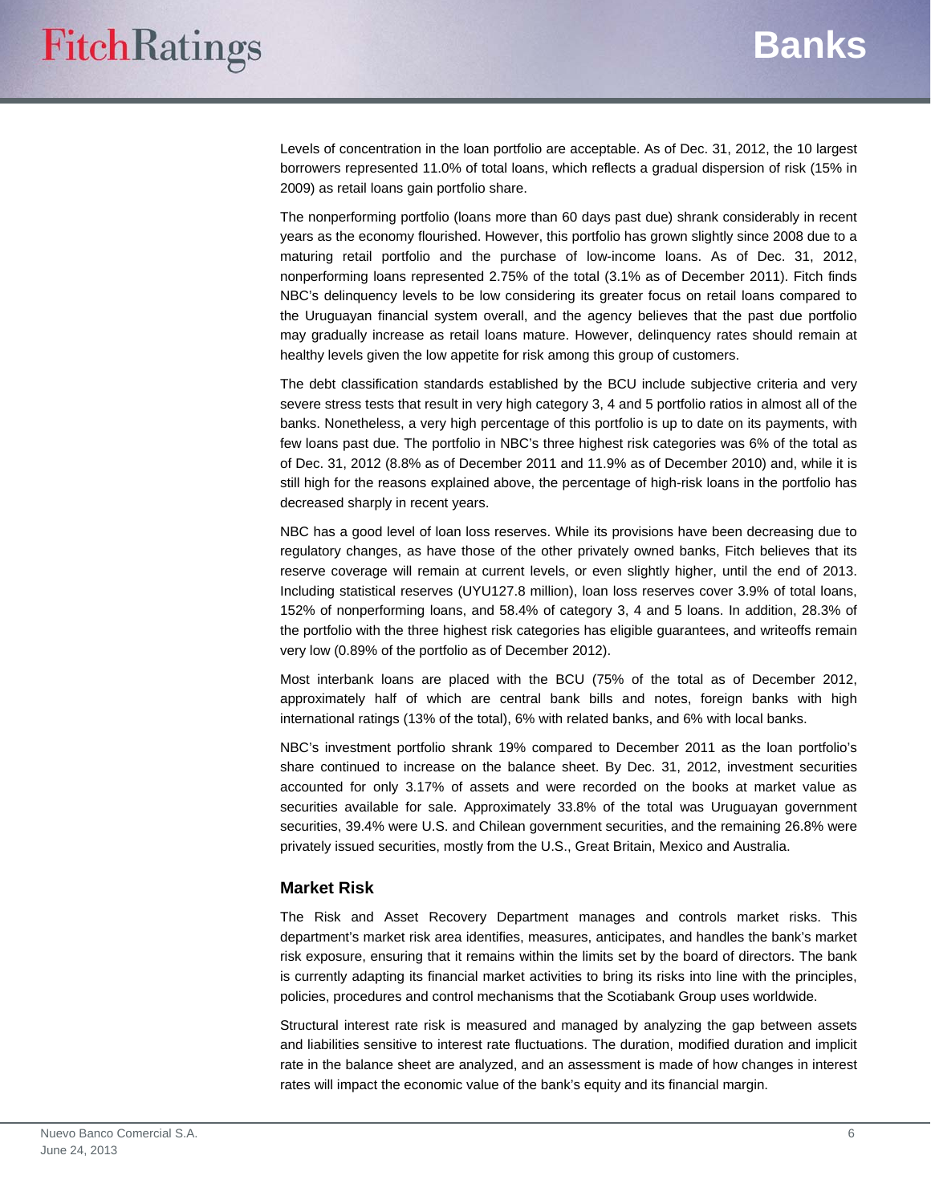Levels of concentration in the loan portfolio are acceptable. As of Dec. 31, 2012, the 10 largest borrowers represented 11.0% of total loans, which reflects a gradual dispersion of risk (15% in 2009) as retail loans gain portfolio share.

The nonperforming portfolio (loans more than 60 days past due) shrank considerably in recent years as the economy flourished. However, this portfolio has grown slightly since 2008 due to a maturing retail portfolio and the purchase of low-income loans. As of Dec. 31, 2012, nonperforming loans represented 2.75% of the total (3.1% as of December 2011). Fitch finds NBC's delinquency levels to be low considering its greater focus on retail loans compared to the Uruguayan financial system overall, and the agency believes that the past due portfolio may gradually increase as retail loans mature. However, delinquency rates should remain at healthy levels given the low appetite for risk among this group of customers.

The debt classification standards established by the BCU include subjective criteria and very severe stress tests that result in very high category 3, 4 and 5 portfolio ratios in almost all of the banks. Nonetheless, a very high percentage of this portfolio is up to date on its payments, with few loans past due. The portfolio in NBC's three highest risk categories was 6% of the total as of Dec. 31, 2012 (8.8% as of December 2011 and 11.9% as of December 2010) and, while it is still high for the reasons explained above, the percentage of high-risk loans in the portfolio has decreased sharply in recent years.

NBC has a good level of loan loss reserves. While its provisions have been decreasing due to regulatory changes, as have those of the other privately owned banks, Fitch believes that its reserve coverage will remain at current levels, or even slightly higher, until the end of 2013. Including statistical reserves (UYU127.8 million), loan loss reserves cover 3.9% of total loans, 152% of nonperforming loans, and 58.4% of category 3, 4 and 5 loans. In addition, 28.3% of the portfolio with the three highest risk categories has eligible guarantees, and writeoffs remain very low (0.89% of the portfolio as of December 2012).

Most interbank loans are placed with the BCU (75% of the total as of December 2012, approximately half of which are central bank bills and notes, foreign banks with high international ratings (13% of the total), 6% with related banks, and 6% with local banks.

NBC's investment portfolio shrank 19% compared to December 2011 as the loan portfolio's share continued to increase on the balance sheet. By Dec. 31, 2012, investment securities accounted for only 3.17% of assets and were recorded on the books at market value as securities available for sale. Approximately 33.8% of the total was Uruguayan government securities, 39.4% were U.S. and Chilean government securities, and the remaining 26.8% were privately issued securities, mostly from the U.S., Great Britain, Mexico and Australia.

## Market Risk

The Risk and Asset Recovery Department manages and controls market risks. This department's market risk area identifies, measures, anticipates, and handles the bank's market risk exposure, ensuring that it remains within the limits set by the board of directors. The bank is currently adapting its financial market activities to bring its risks into line with the principles, policies, procedures and control mechanisms that the Scotiabank Group uses worldwide.

Structural interest rate risk is measured and managed by analyzing the gap between assets and liabilities sensitive to interest rate fluctuations. The duration, modified duration and implicit rate in the balance sheet are analyzed, and an assessment is made of how changes in interest rates will impact the economic value of the bank's equity and its financial margin.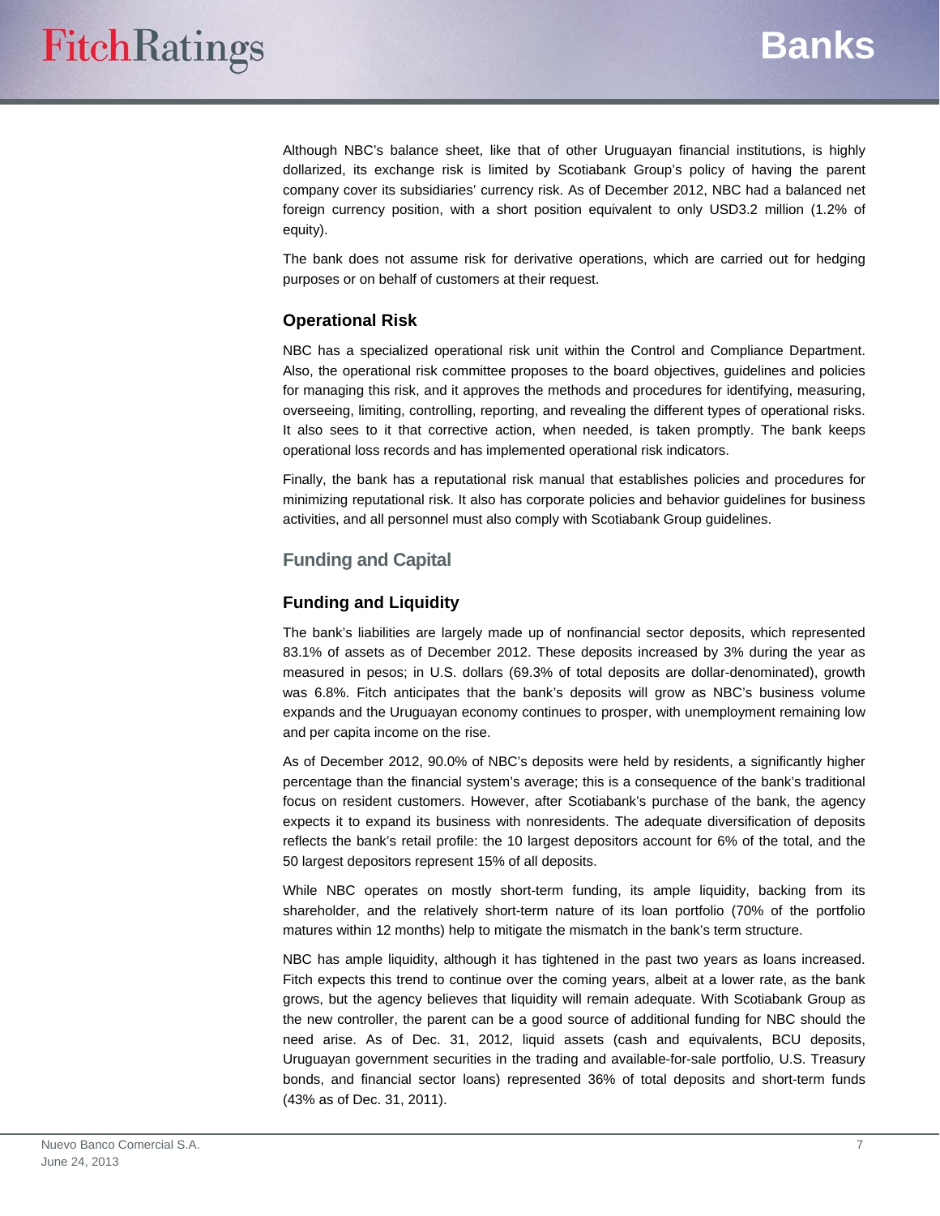Although NBC's balance sheet, like that of other Uruguayan financial institutions, is highly dollarized, its exchange risk is limited by Scotiabank Group's policy of having the parent company cover its subsidiaries' currency risk. As of December 2012, NBC had a balanced net foreign currency position, with a short position equivalent to only USD3.2 million (1.2% of equity).

The bank does not assume risk for derivative operations, which are carried out for hedging purposes or on behalf of customers at their request.

### Operational Risk

NBC has a specialized operational risk unit within the Control and Compliance Department. Also, the operational risk committee proposes to the board objectives, guidelines and policies for managing this risk, and it approves the methods and procedures for identifying, measuring, overseeing, limiting, controlling, reporting, and revealing the different types of operational risks. It also sees to it that corrective action, when needed, is taken promptly. The bank keeps operational loss records and has implemented operational risk indicators.

Finally, the bank has a reputational risk manual that establishes policies and procedures for minimizing reputational risk. It also has corporate policies and behavior guidelines for business activities, and all personnel must also comply with Scotiabank Group guidelines.

## Funding and Capital

### Funding and Liquidity

The bank's liabilities are largely made up of nonfinancial sector deposits, which represented 83.1% of assets as of December 2012. These deposits increased by 3% during the year as measured in pesos; in U.S. dollars (69.3% of total deposits are dollar-denominated), growth was 6.8%. Fitch anticipates that the bank's deposits will grow as NBC's business volume expands and the Uruguayan economy continues to prosper, with unemployment remaining low and per capita income on the rise.

As of December 2012, 90.0% of NBC's deposits were held by residents, a significantly higher percentage than the financial system's average; this is a consequence of the bank's traditional focus on resident customers. However, after Scotiabank's purchase of the bank, the agency expects it to expand its business with nonresidents. The adequate diversification of deposits reflects the bank's retail profile: the 10 largest depositors account for 6% of the total, and the 50 largest depositors represent 15% of all deposits.

While NBC operates on mostly short-term funding, its ample liquidity, backing from its shareholder, and the relatively short-term nature of its loan portfolio (70% of the portfolio matures within 12 months) help to mitigate the mismatch in the bank's term structure.

NBC has ample liquidity, although it has tightened in the past two years as loans increased. Fitch expects this trend to continue over the coming years, albeit at a lower rate, as the bank grows, but the agency believes that liquidity will remain adequate. With Scotiabank Group as the new controller, the parent can be a good source of additional funding for NBC should the need arise. As of Dec. 31, 2012, liquid assets (cash and equivalents, BCU deposits, Uruguayan government securities in the trading and available-for-sale portfolio, U.S. Treasury bonds, and financial sector loans) represented 36% of total deposits and short-term funds (43% as of Dec. 31, 2011).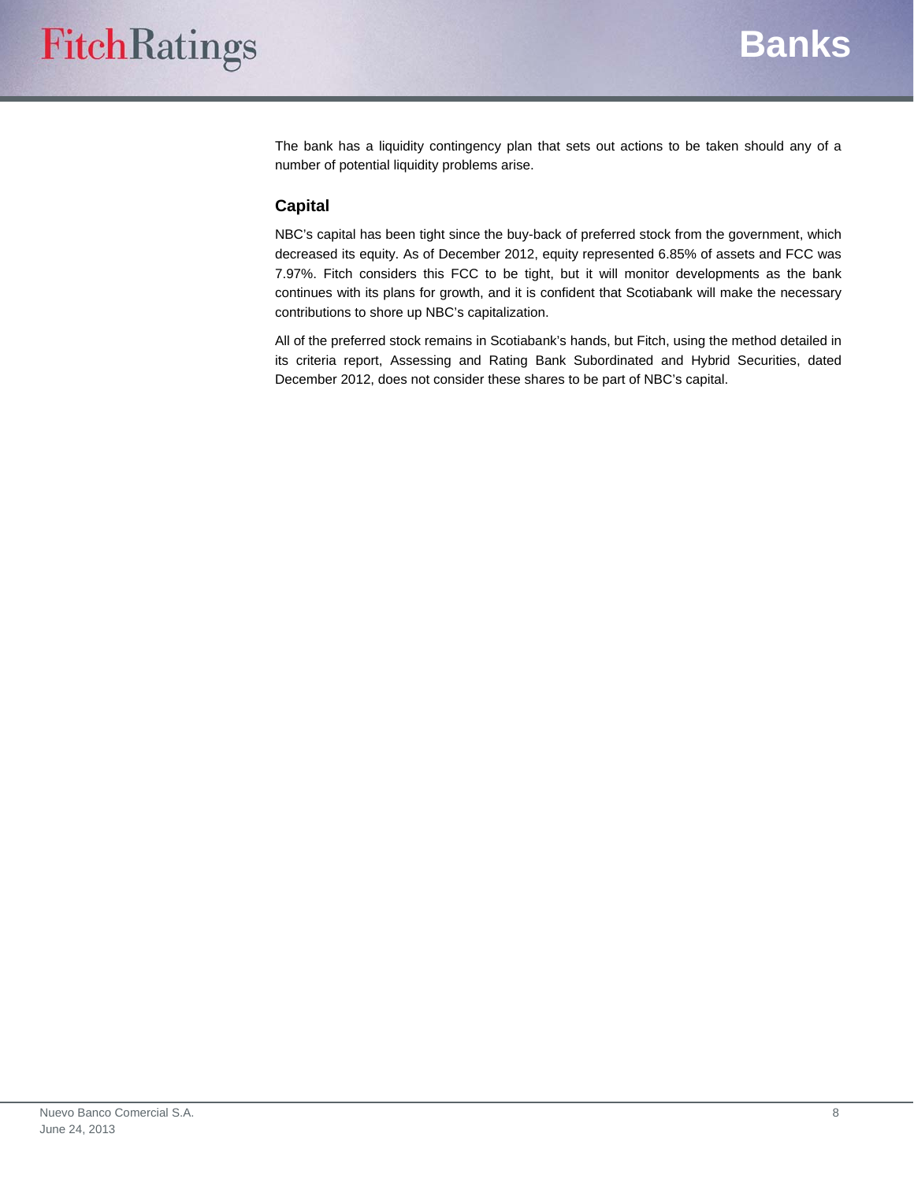The bank has a liquidity contingency plan that sets out actions to be taken should any of a number of potential liquidity problems arise.

## Capital

NBC's capital has been tight since the buy-back of preferred stock from the government, which decreased its equity. As of December 2012, equity represented 6.85% of assets and FCC was 7.97%. Fitch considers this FCC to be tight, but it will monitor developments as the bank continues with its plans for growth, and it is confident that Scotiabank will make the necessary contributions to shore up NBC's capitalization.

All of the preferred stock remains in Scotiabank's hands, but Fitch, using the method detailed in its criteria report, Assessing and Rating Bank Subordinated and Hybrid Securities, dated December 2012, does not consider these shares to be part of NBC's capital.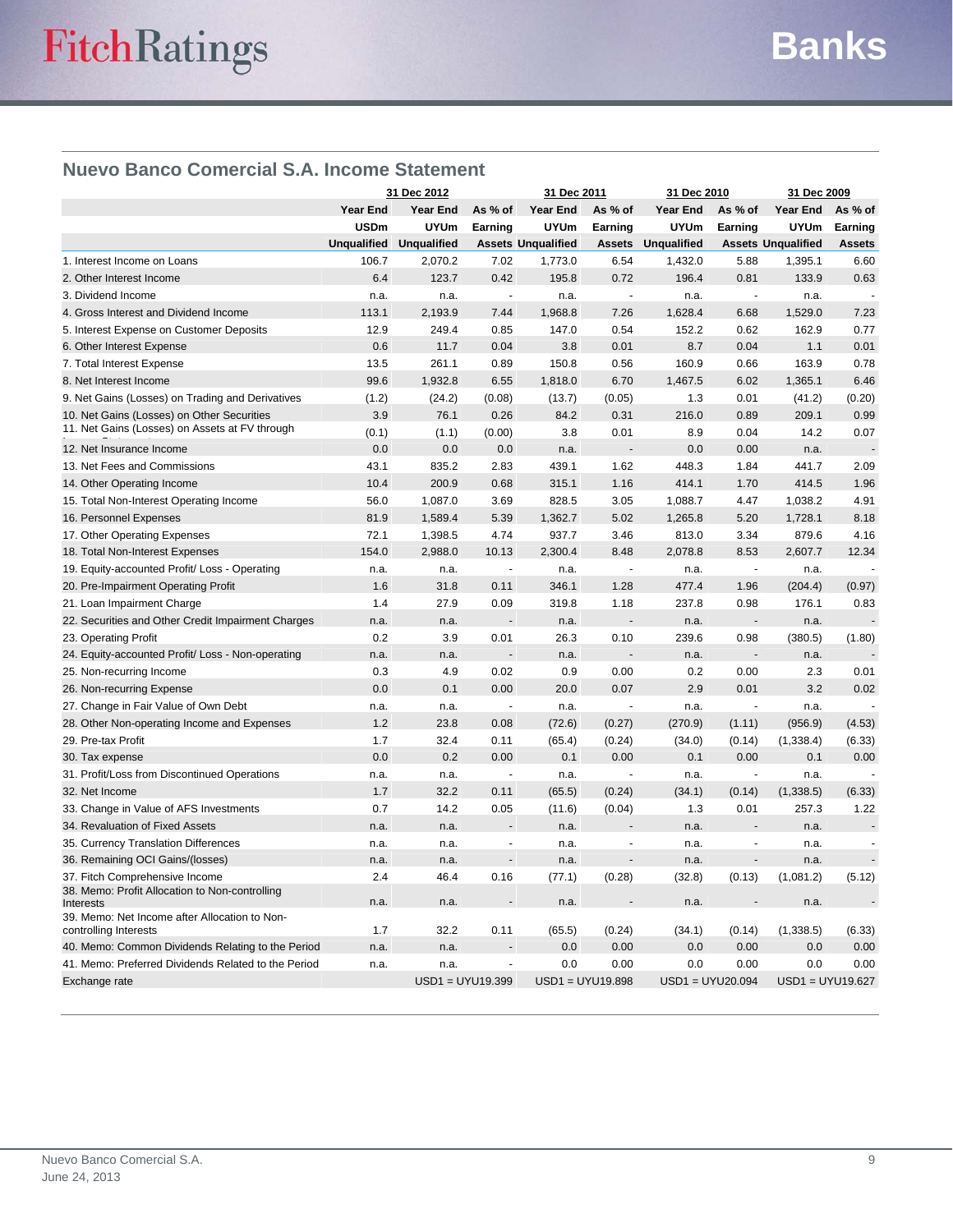## Nuevo Banco Comercial S.A. Income Statement

| | 31 Dec 2012 | | | 31 Dec 2011 | | 31 Dec 2010 | | 31 Dec 2009 | |
|---|---|---|---|---|---|---|---|---|---|
| | Year End USDm Unqualified | Year End UYUm Unqualified | As % of Earning Assets | Year End UYUm Unqualified | As % of Earning Assets | Year End UYUm Unqualified | As % of Earning Assets | Year End UYUm Unqualified | As % of Earning Assets |
| 1. Interest Income on Loans | 106.7 | 2,070.2 | 7.02 | 1,773.0 | 6.54 | 1,432.0 | 5.88 | 1,395.1 | 6.60 |
| 2. Other Interest Income | 6.4 | 123.7 | 0.42 | 195.8 | 0.72 | 196.4 | 0.81 | 133.9 | 0.63 |
| 3. Dividend Income | n.a. | n.a. | - | n.a. | - | n.a. | - | n.a. | - |
| 4. Gross Interest and Dividend Income | 113.1 | 2,193.9 | 7.44 | 1,968.8 | 7.26 | 1,628.4 | 6.68 | 1,529.0 | 7.23 |
| 5. Interest Expense on Customer Deposits | 12.9 | 249.4 | 0.85 | 147.0 | 0.54 | 152.2 | 0.62 | 162.9 | 0.77 |
| 6. Other Interest Expense | 0.6 | 11.7 | 0.04 | 3.8 | 0.01 | 8.7 | 0.04 | 1.1 | 0.01 |
| 7. Total Interest Expense | 13.5 | 261.1 | 0.89 | 150.8 | 0.56 | 160.9 | 0.66 | 163.9 | 0.78 |
| 8. Net Interest Income | 99.6 | 1,932.8 | 6.55 | 1,818.0 | 6.70 | 1,467.5 | 6.02 | 1,365.1 | 6.46 |
| 9. Net Gains (Losses) on Trading and Derivatives | (1.2) | (24.2) | (0.08) | (13.7) | (0.05) | 1.3 | 0.01 | (41.2) | (0.20) |
| 10. Net Gains (Losses) on Other Securities | 3.9 | 76.1 | 0.26 | 84.2 | 0.31 | 216.0 | 0.89 | 209.1 | 0.99 |
| 11. Net Gains (Losses) on Assets at FV through Income Statement | (0.1) | (1.1) | (0.00) | 3.8 | 0.01 | 8.9 | 0.04 | 14.2 | 0.07 |
| 12. Net Insurance Income | 0.0 | 0.0 | 0.0 | n.a. | - | 0.0 | 0.00 | n.a. | - |
| 13. Net Fees and Commissions | 43.1 | 835.2 | 2.83 | 439.1 | 1.62 | 448.3 | 1.84 | 441.7 | 2.09 |
| 14. Other Operating Income | 10.4 | 200.9 | 0.68 | 315.1 | 1.16 | 414.1 | 1.70 | 414.5 | 1.96 |
| 15. Total Non-Interest Operating Income | 56.0 | 1,087.0 | 3.69 | 828.5 | 3.05 | 1,088.7 | 4.47 | 1,038.2 | 4.91 |
| 16. Personnel Expenses | 81.9 | 1,589.4 | 5.39 | 1,362.7 | 5.02 | 1,265.8 | 5.20 | 1,728.1 | 8.18 |
| 17. Other Operating Expenses | 72.1 | 1,398.5 | 4.74 | 937.7 | 3.46 | 813.0 | 3.34 | 879.6 | 4.16 |
| 18. Total Non-Interest Expenses | 154.0 | 2,988.0 | 10.13 | 2,300.4 | 8.48 | 2,078.8 | 8.53 | 2,607.7 | 12.34 |
| 19. Equity-accounted Profit/ Loss - Operating | n.a. | n.a. | - | n.a. | - | n.a. | - | n.a. | - |
| 20. Pre-Impairment Operating Profit | 1.6 | 31.8 | 0.11 | 346.1 | 1.28 | 477.4 | 1.96 | (204.4) | (0.97) |
| 21. Loan Impairment Charge | 1.4 | 27.9 | 0.09 | 319.8 | 1.18 | 237.8 | 0.98 | 176.1 | 0.83 |
| 22. Securities and Other Credit Impairment Charges | n.a. | n.a. | - | n.a. | - | n.a. | - | n.a. | - |
| 23. Operating Profit | 0.2 | 3.9 | 0.01 | 26.3 | 0.10 | 239.6 | 0.98 | (380.5) | (1.80) |
| 24. Equity-accounted Profit/ Loss - Non-operating | n.a. | n.a. | - | n.a. | - | n.a. | - | n.a. | - |
| 25. Non-recurring Income | 0.3 | 4.9 | 0.02 | 0.9 | 0.00 | 0.2 | 0.00 | 2.3 | 0.01 |
| 26. Non-recurring Expense | 0.0 | 0.1 | 0.00 | 20.0 | 0.07 | 2.9 | 0.01 | 3.2 | 0.02 |
| 27. Change in Fair Value of Own Debt | n.a. | n.a. | - | n.a. | - | n.a. | - | n.a. | - |
| 28. Other Non-operating Income and Expenses | 1.2 | 23.8 | 0.08 | (72.6) | (0.27) | (270.9) | (1.11) | (956.9) | (4.53) |
| 29. Pre-tax Profit | 1.7 | 32.4 | 0.11 | (65.4) | (0.24) | (34.0) | (0.14) | (1,338.4) | (6.33) |
| 30. Tax expense | 0.0 | 0.2 | 0.00 | 0.1 | 0.00 | 0.1 | 0.00 | 0.1 | 0.00 |
| 31. Profit/Loss from Discontinued Operations | n.a. | n.a. | - | n.a. | - | n.a. | - | n.a. | - |
| 32. Net Income | 1.7 | 32.2 | 0.11 | (65.5) | (0.24) | (34.1) | (0.14) | (1,338.5) | (6.33) |
| 33. Change in Value of AFS Investments | 0.7 | 14.2 | 0.05 | (11.6) | (0.04) | 1.3 | 0.01 | 257.3 | 1.22 |
| 34. Revaluation of Fixed Assets | n.a. | n.a. | - | n.a. | - | n.a. | - | n.a. | - |
| 35. Currency Translation Differences | n.a. | n.a. | - | n.a. | - | n.a. | - | n.a. | - |
| 36. Remaining OCI Gains/(losses) | n.a. | n.a. | - | n.a. | - | n.a. | - | n.a. | - |
| 37. Fitch Comprehensive Income | 2.4 | 46.4 | 0.16 | (77.1) | (0.28) | (32.8) | (0.13) | (1,081.2) | (5.12) |
| 38. Memo: Profit Allocation to Non-controlling Interests | n.a. | n.a. | - | n.a. | - | n.a. | - | n.a. | - |
| 39. Memo: Net Income after Allocation to Non-controlling Interests | 1.7 | 32.2 | 0.11 | (65.5) | (0.24) | (34.1) | (0.14) | (1,338.5) | (6.33) |
| 40. Memo: Common Dividends Relating to the Period | n.a. | n.a. | - | 0.0 | 0.00 | 0.0 | 0.00 | 0.0 | 0.00 |
| 41. Memo: Preferred Dividends Related to the Period | n.a. | n.a. | - | 0.0 | 0.00 | 0.0 | 0.00 | 0.0 | 0.00 |
| Exchange rate | | USD1 = UYU19.399 | | USD1 = UYU19.898 | | USD1 = UYU20.094 | | USD1 = UYU19.627 | |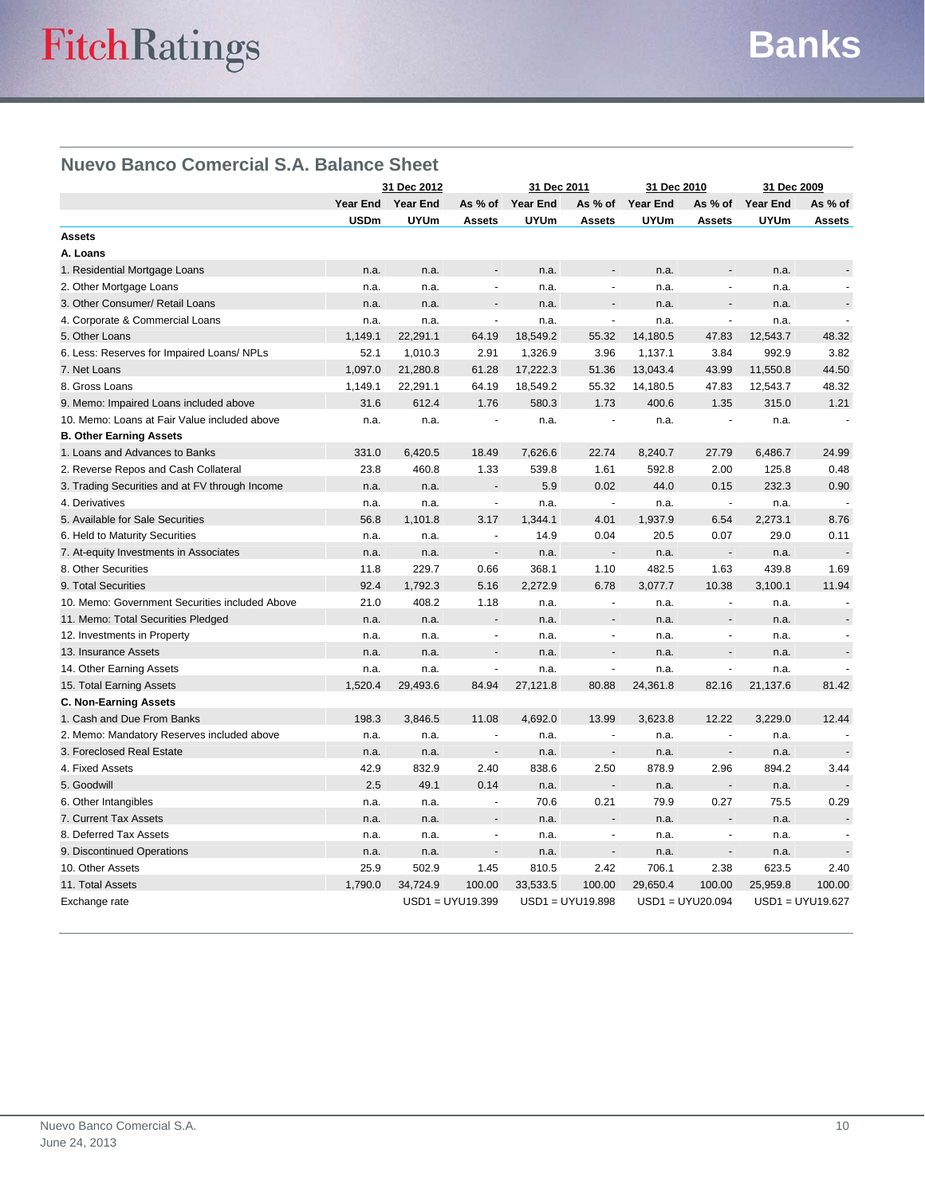## Nuevo Banco Comercial S.A. Balance Sheet

| | 31 Dec 2012 | | | 31 Dec 2011 | | 31 Dec 2010 | | 31 Dec 2009 | |
|---|---|---|---|---|---|---|---|---|---|
| | Year End USDm | Year End UYUm | As % of Assets | Year End UYUm | As % of Assets | Year End UYUm | As % of Assets | Year End UYUm | As % of Assets |
| **Assets** | | | | | | | | | |
| **A. Loans** | | | | | | | | | |
| 1. Residential Mortgage Loans | n.a. | n.a. | - | n.a. | - | n.a. | - | n.a. | - |
| 2. Other Mortgage Loans | n.a. | n.a. | - | n.a. | - | n.a. | - | n.a. | - |
| 3. Other Consumer/ Retail Loans | n.a. | n.a. | - | n.a. | - | n.a. | - | n.a. | - |
| 4. Corporate & Commercial Loans | n.a. | n.a. | - | n.a. | - | n.a. | - | n.a. | - |
| 5. Other Loans | 1,149.1 | 22,291.1 | 64.19 | 18,549.2 | 55.32 | 14,180.5 | 47.83 | 12,543.7 | 48.32 |
| 6. Less: Reserves for Impaired Loans/ NPLs | 52.1 | 1,010.3 | 2.91 | 1,326.9 | 3.96 | 1,137.1 | 3.84 | 992.9 | 3.82 |
| 7. Net Loans | 1,097.0 | 21,280.8 | 61.28 | 17,222.3 | 51.36 | 13,043.4 | 43.99 | 11,550.8 | 44.50 |
| 8. Gross Loans | 1,149.1 | 22,291.1 | 64.19 | 18,549.2 | 55.32 | 14,180.5 | 47.83 | 12,543.7 | 48.32 |
| 9. Memo: Impaired Loans included above | 31.6 | 612.4 | 1.76 | 580.3 | 1.73 | 400.6 | 1.35 | 315.0 | 1.21 |
| 10. Memo: Loans at Fair Value included above | n.a. | n.a. | - | n.a. | - | n.a. | - | n.a. | - |
| **B. Other Earning Assets** | | | | | | | | | |
| 1. Loans and Advances to Banks | 331.0 | 6,420.5 | 18.49 | 7,626.6 | 22.74 | 8,240.7 | 27.79 | 6,486.7 | 24.99 |
| 2. Reverse Repos and Cash Collateral | 23.8 | 460.8 | 1.33 | 539.8 | 1.61 | 592.8 | 2.00 | 125.8 | 0.48 |
| 3. Trading Securities and at FV through Income | n.a. | n.a. | - | 5.9 | 0.02 | 44.0 | 0.15 | 232.3 | 0.90 |
| 4. Derivatives | n.a. | n.a. | - | n.a. | - | n.a. | - | n.a. | - |
| 5. Available for Sale Securities | 56.8 | 1,101.8 | 3.17 | 1,344.1 | 4.01 | 1,937.9 | 6.54 | 2,273.1 | 8.76 |
| 6. Held to Maturity Securities | n.a. | n.a. | - | 14.9 | 0.04 | 20.5 | 0.07 | 29.0 | 0.11 |
| 7. At-equity Investments in Associates | n.a. | n.a. | - | n.a. | - | n.a. | - | n.a. | - |
| 8. Other Securities | 11.8 | 229.7 | 0.66 | 368.1 | 1.10 | 482.5 | 1.63 | 439.8 | 1.69 |
| 9. Total Securities | 92.4 | 1,792.3 | 5.16 | 2,272.9 | 6.78 | 3,077.7 | 10.38 | 3,100.1 | 11.94 |
| 10. Memo: Government Securities included Above | 21.0 | 408.2 | 1.18 | n.a. | - | n.a. | - | n.a. | - |
| 11. Memo: Total Securities Pledged | n.a. | n.a. | - | n.a. | - | n.a. | - | n.a. | - |
| 12. Investments in Property | n.a. | n.a. | - | n.a. | - | n.a. | - | n.a. | - |
| 13. Insurance Assets | n.a. | n.a. | - | n.a. | - | n.a. | - | n.a. | - |
| 14. Other Earning Assets | n.a. | n.a. | - | n.a. | - | n.a. | - | n.a. | - |
| 15. Total Earning Assets | 1,520.4 | 29,493.6 | 84.94 | 27,121.8 | 80.88 | 24,361.8 | 82.16 | 21,137.6 | 81.42 |
| **C. Non-Earning Assets** | | | | | | | | | |
| 1. Cash and Due From Banks | 198.3 | 3,846.5 | 11.08 | 4,692.0 | 13.99 | 3,623.8 | 12.22 | 3,229.0 | 12.44 |
| 2. Memo: Mandatory Reserves included above | n.a. | n.a. | - | n.a. | - | n.a. | - | n.a. | - |
| 3. Foreclosed Real Estate | n.a. | n.a. | - | n.a. | - | n.a. | - | n.a. | - |
| 4. Fixed Assets | 42.9 | 832.9 | 2.40 | 838.6 | 2.50 | 878.9 | 2.96 | 894.2 | 3.44 |
| 5. Goodwill | 2.5 | 49.1 | 0.14 | n.a. | - | n.a. | - | n.a. | - |
| 6. Other Intangibles | n.a. | n.a. | - | 70.6 | 0.21 | 79.9 | 0.27 | 75.5 | 0.29 |
| 7. Current Tax Assets | n.a. | n.a. | - | n.a. | - | n.a. | - | n.a. | - |
| 8. Deferred Tax Assets | n.a. | n.a. | - | n.a. | - | n.a. | - | n.a. | - |
| 9. Discontinued Operations | n.a. | n.a. | - | n.a. | - | n.a. | - | n.a. | - |
| 10. Other Assets | 25.9 | 502.9 | 1.45 | 810.5 | 2.42 | 706.1 | 2.38 | 623.5 | 2.40 |
| 11. Total Assets | 1,790.0 | 34,724.9 | 100.00 | 33,533.5 | 100.00 | 29,650.4 | 100.00 | 25,959.8 | 100.00 |
| Exchange rate | | USD1 = UYU19.399 | | USD1 = UYU19.898 | | USD1 = UYU20.094 | | USD1 = UYU19.627 | |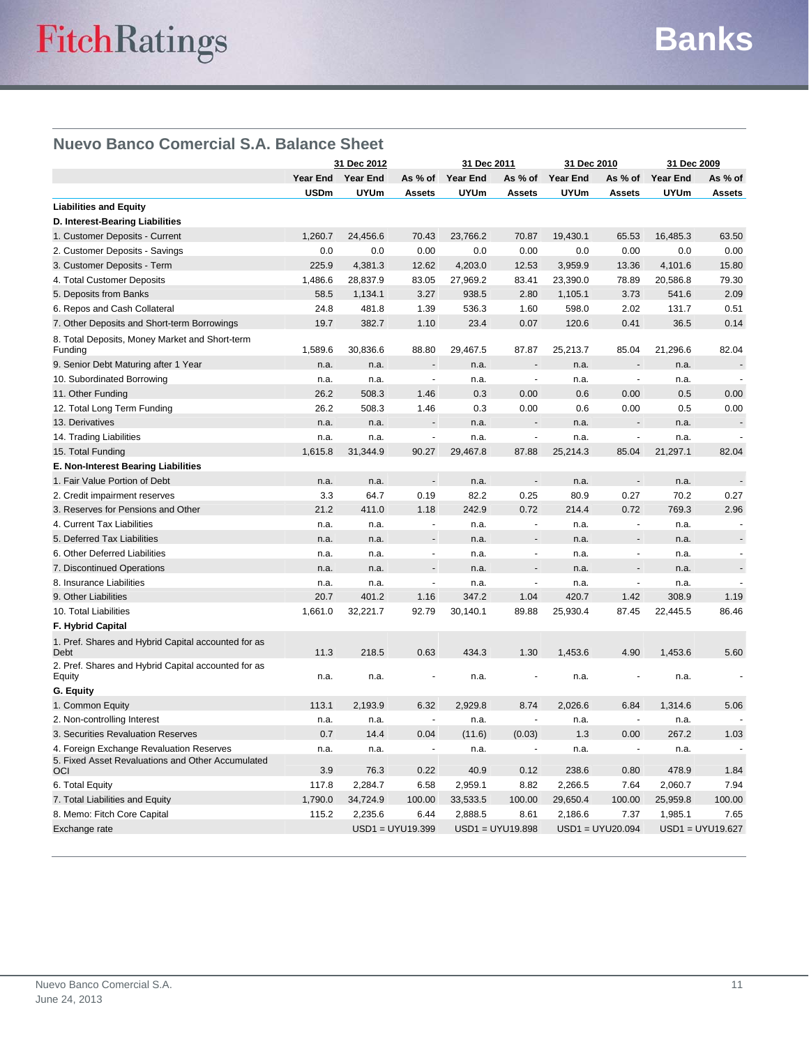## Nuevo Banco Comercial S.A. Balance Sheet

| | 31 Dec 2012 | | | 31 Dec 2011 | | 31 Dec 2010 | | 31 Dec 2009 | |
|---|---|---|---|---|---|---|---|---|---|
| | Year End USDm | Year End UYUm | As % of Assets | Year End UYUm | As % of Assets | Year End UYUm | As % of Assets | Year End UYUm | As % of Assets |
| **Liabilities and Equity** | | | | | | | | | |
| **D. Interest-Bearing Liabilities** | | | | | | | | | |
| 1. Customer Deposits - Current | 1,260.7 | 24,456.6 | 70.43 | 23,766.2 | 70.87 | 19,430.1 | 65.53 | 16,485.3 | 63.50 |
| 2. Customer Deposits - Savings | 0.0 | 0.0 | 0.00 | 0.0 | 0.00 | 0.0 | 0.00 | 0.0 | 0.00 |
| 3. Customer Deposits - Term | 225.9 | 4,381.3 | 12.62 | 4,203.0 | 12.53 | 3,959.9 | 13.36 | 4,101.6 | 15.80 |
| 4. Total Customer Deposits | 1,486.6 | 28,837.9 | 83.05 | 27,969.2 | 83.41 | 23,390.0 | 78.89 | 20,586.8 | 79.30 |
| 5. Deposits from Banks | 58.5 | 1,134.1 | 3.27 | 938.5 | 2.80 | 1,105.1 | 3.73 | 541.6 | 2.09 |
| 6. Repos and Cash Collateral | 24.8 | 481.8 | 1.39 | 536.3 | 1.60 | 598.0 | 2.02 | 131.7 | 0.51 |
| 7. Other Deposits and Short-term Borrowings | 19.7 | 382.7 | 1.10 | 23.4 | 0.07 | 120.6 | 0.41 | 36.5 | 0.14 |
| 8. Total Deposits, Money Market and Short-term Funding | 1,589.6 | 30,836.6 | 88.80 | 29,467.5 | 87.87 | 25,213.7 | 85.04 | 21,296.6 | 82.04 |
| 9. Senior Debt Maturing after 1 Year | n.a. | n.a. | - | n.a. | - | n.a. | - | n.a. | - |
| 10. Subordinated Borrowing | n.a. | n.a. | - | n.a. | - | n.a. | - | n.a. | - |
| 11. Other Funding | 26.2 | 508.3 | 1.46 | 0.3 | 0.00 | 0.6 | 0.00 | 0.5 | 0.00 |
| 12. Total Long Term Funding | 26.2 | 508.3 | 1.46 | 0.3 | 0.00 | 0.6 | 0.00 | 0.5 | 0.00 |
| 13. Derivatives | n.a. | n.a. | - | n.a. | - | n.a. | - | n.a. | - |
| 14. Trading Liabilities | n.a. | n.a. | - | n.a. | - | n.a. | - | n.a. | - |
| 15. Total Funding | 1,615.8 | 31,344.9 | 90.27 | 29,467.8 | 87.88 | 25,214.3 | 85.04 | 21,297.1 | 82.04 |
| **E. Non-Interest Bearing Liabilities** | | | | | | | | | |
| 1. Fair Value Portion of Debt | n.a. | n.a. | - | n.a. | - | n.a. | - | n.a. | - |
| 2. Credit impairment reserves | 3.3 | 64.7 | 0.19 | 82.2 | 0.25 | 80.9 | 0.27 | 70.2 | 0.27 |
| 3. Reserves for Pensions and Other | 21.2 | 411.0 | 1.18 | 242.9 | 0.72 | 214.4 | 0.72 | 769.3 | 2.96 |
| 4. Current Tax Liabilities | n.a. | n.a. | - | n.a. | - | n.a. | - | n.a. | - |
| 5. Deferred Tax Liabilities | n.a. | n.a. | - | n.a. | - | n.a. | - | n.a. | - |
| 6. Other Deferred Liabilities | n.a. | n.a. | - | n.a. | - | n.a. | - | n.a. | - |
| 7. Discontinued Operations | n.a. | n.a. | - | n.a. | - | n.a. | - | n.a. | - |
| 8. Insurance Liabilities | n.a. | n.a. | - | n.a. | - | n.a. | - | n.a. | - |
| 9. Other Liabilities | 20.7 | 401.2 | 1.16 | 347.2 | 1.04 | 420.7 | 1.42 | 308.9 | 1.19 |
| 10. Total Liabilities | 1,661.0 | 32,221.7 | 92.79 | 30,140.1 | 89.88 | 25,930.4 | 87.45 | 22,445.5 | 86.46 |
| **F. Hybrid Capital** | | | | | | | | | |
| 1. Pref. Shares and Hybrid Capital accounted for as Debt | 11.3 | 218.5 | 0.63 | 434.3 | 1.30 | 1,453.6 | 4.90 | 1,453.6 | 5.60 |
| 2. Pref. Shares and Hybrid Capital accounted for as Equity | n.a. | n.a. | - | n.a. | - | n.a. | - | n.a. | - |
| **G. Equity** | | | | | | | | | |
| 1. Common Equity | 113.1 | 2,193.9 | 6.32 | 2,929.8 | 8.74 | 2,026.6 | 6.84 | 1,314.6 | 5.06 |
| 2. Non-controlling Interest | n.a. | n.a. | - | n.a. | - | n.a. | - | n.a. | - |
| 3. Securities Revaluation Reserves | 0.7 | 14.4 | 0.04 | (11.6) | (0.03) | 1.3 | 0.00 | 267.2 | 1.03 |
| 4. Foreign Exchange Revaluation Reserves | n.a. | n.a. | - | n.a. | - | n.a. | - | n.a. | - |
| 5. Fixed Asset Revaluations and Other Accumulated OCI | 3.9 | 76.3 | 0.22 | 40.9 | 0.12 | 238.6 | 0.80 | 478.9 | 1.84 |
| 6. Total Equity | 117.8 | 2,284.7 | 6.58 | 2,959.1 | 8.82 | 2,266.5 | 7.64 | 2,060.7 | 7.94 |
| 7. Total Liabilities and Equity | 1,790.0 | 34,724.9 | 100.00 | 33,533.5 | 100.00 | 29,650.4 | 100.00 | 25,959.8 | 100.00 |
| 8. Memo: Fitch Core Capital | 115.2 | 2,235.6 | 6.44 | 2,888.5 | 8.61 | 2,186.6 | 7.37 | 1,985.1 | 7.65 |
| Exchange rate | | USD1 = UYU19.399 | | USD1 = UYU19.898 | | USD1 = UYU20.094 | | USD1 = UYU19.627 | |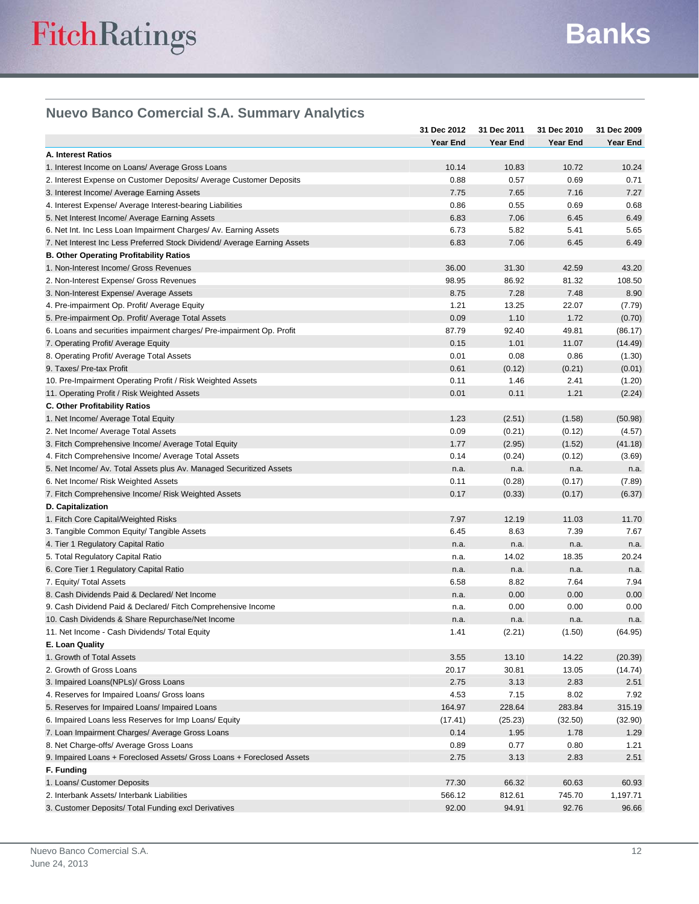## Nuevo Banco Comercial S.A. Summary Analytics

| | 31 Dec 2012 | 31 Dec 2011 | 31 Dec 2010 | 31 Dec 2009 |
|---|---|---|---|---|
| | Year End | Year End | Year End | Year End |
| **A. Interest Ratios** | | | | |
| 1. Interest Income on Loans/ Average Gross Loans | 10.14 | 10.83 | 10.72 | 10.24 |
| 2. Interest Expense on Customer Deposits/ Average Customer Deposits | 0.88 | 0.57 | 0.69 | 0.71 |
| 3. Interest Income/ Average Earning Assets | 7.75 | 7.65 | 7.16 | 7.27 |
| 4. Interest Expense/ Average Interest-bearing Liabilities | 0.86 | 0.55 | 0.69 | 0.68 |
| 5. Net Interest Income/ Average Earning Assets | 6.83 | 7.06 | 6.45 | 6.49 |
| 6. Net Int. Inc Less Loan Impairment Charges/ Av. Earning Assets | 6.73 | 5.82 | 5.41 | 5.65 |
| 7. Net Interest Inc Less Preferred Stock Dividend/ Average Earning Assets | 6.83 | 7.06 | 6.45 | 6.49 |
| **B. Other Operating Profitability Ratios** | | | | |
| 1. Non-Interest Income/ Gross Revenues | 36.00 | 31.30 | 42.59 | 43.20 |
| 2. Non-Interest Expense/ Gross Revenues | 98.95 | 86.92 | 81.32 | 108.50 |
| 3. Non-Interest Expense/ Average Assets | 8.75 | 7.28 | 7.48 | 8.90 |
| 4. Pre-impairment Op. Profit/ Average Equity | 1.21 | 13.25 | 22.07 | (7.79) |
| 5. Pre-impairment Op. Profit/ Average Total Assets | 0.09 | 1.10 | 1.72 | (0.70) |
| 6. Loans and securities impairment charges/ Pre-impairment Op. Profit | 87.79 | 92.40 | 49.81 | (86.17) |
| 7. Operating Profit/ Average Equity | 0.15 | 1.01 | 11.07 | (14.49) |
| 8. Operating Profit/ Average Total Assets | 0.01 | 0.08 | 0.86 | (1.30) |
| 9. Taxes/ Pre-tax Profit | 0.61 | (0.12) | (0.21) | (0.01) |
| 10. Pre-Impairment Operating Profit / Risk Weighted Assets | 0.11 | 1.46 | 2.41 | (1.20) |
| 11. Operating Profit / Risk Weighted Assets | 0.01 | 0.11 | 1.21 | (2.24) |
| **C. Other Profitability Ratios** | | | | |
| 1. Net Income/ Average Total Equity | 1.23 | (2.51) | (1.58) | (50.98) |
| 2. Net Income/ Average Total Assets | 0.09 | (0.21) | (0.12) | (4.57) |
| 3. Fitch Comprehensive Income/ Average Total Equity | 1.77 | (2.95) | (1.52) | (41.18) |
| 4. Fitch Comprehensive Income/ Average Total Assets | 0.14 | (0.24) | (0.12) | (3.69) |
| 5. Net Income/ Av. Total Assets plus Av. Managed Securitized Assets | n.a. | n.a. | n.a. | n.a. |
| 6. Net Income/ Risk Weighted Assets | 0.11 | (0.28) | (0.17) | (7.89) |
| 7. Fitch Comprehensive Income/ Risk Weighted Assets | 0.17 | (0.33) | (0.17) | (6.37) |
| **D. Capitalization** | | | | |
| 1. Fitch Core Capital/Weighted Risks | 7.97 | 12.19 | 11.03 | 11.70 |
| 3. Tangible Common Equity/ Tangible Assets | 6.45 | 8.63 | 7.39 | 7.67 |
| 4. Tier 1 Regulatory Capital Ratio | n.a. | n.a. | n.a. | n.a. |
| 5. Total Regulatory Capital Ratio | n.a. | 14.02 | 18.35 | 20.24 |
| 6. Core Tier 1 Regulatory Capital Ratio | n.a. | n.a. | n.a. | n.a. |
| 7. Equity/ Total Assets | 6.58 | 8.82 | 7.64 | 7.94 |
| 8. Cash Dividends Paid & Declared/ Net Income | n.a. | 0.00 | 0.00 | 0.00 |
| 9. Cash Dividend Paid & Declared/ Fitch Comprehensive Income | n.a. | 0.00 | 0.00 | 0.00 |
| 10. Cash Dividends & Share Repurchase/Net Income | n.a. | n.a. | n.a. | n.a. |
| 11. Net Income - Cash Dividends/ Total Equity | 1.41 | (2.21) | (1.50) | (64.95) |
| **E. Loan Quality** | | | | |
| 1. Growth of Total Assets | 3.55 | 13.10 | 14.22 | (20.39) |
| 2. Growth of Gross Loans | 20.17 | 30.81 | 13.05 | (14.74) |
| 3. Impaired Loans(NPLs)/ Gross Loans | 2.75 | 3.13 | 2.83 | 2.51 |
| 4. Reserves for Impaired Loans/ Gross loans | 4.53 | 7.15 | 8.02 | 7.92 |
| 5. Reserves for Impaired Loans/ Impaired Loans | 164.97 | 228.64 | 283.84 | 315.19 |
| 6. Impaired Loans less Reserves for Imp Loans/ Equity | (17.41) | (25.23) | (32.50) | (32.90) |
| 7. Loan Impairment Charges/ Average Gross Loans | 0.14 | 1.95 | 1.78 | 1.29 |
| 8. Net Charge-offs/ Average Gross Loans | 0.89 | 0.77 | 0.80 | 1.21 |
| 9. Impaired Loans + Foreclosed Assets/ Gross Loans + Foreclosed Assets | 2.75 | 3.13 | 2.83 | 2.51 |
| **F. Funding** | | | | |
| 1. Loans/ Customer Deposits | 77.30 | 66.32 | 60.63 | 60.93 |
| 2. Interbank Assets/ Interbank Liabilities | 566.12 | 812.61 | 745.70 | 1,197.71 |
| 3. Customer Deposits/ Total Funding excl Derivatives | 92.00 | 94.91 | 92.76 | 96.66 |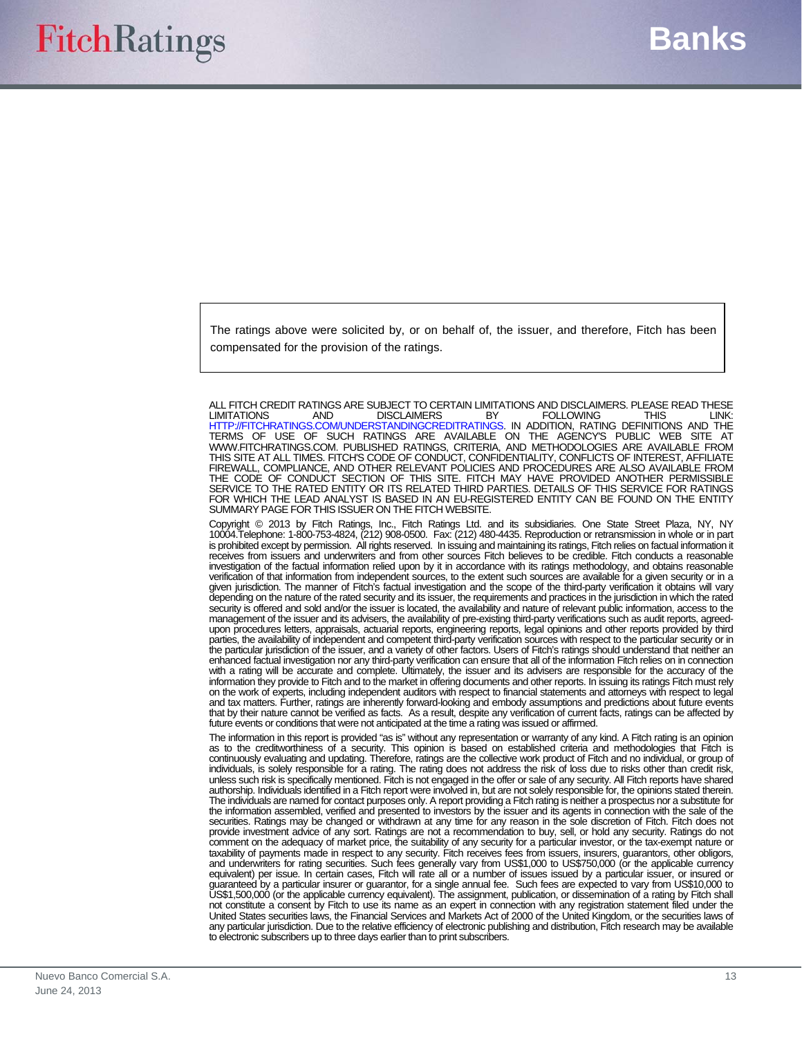The ratings above were solicited by, or on behalf of, the issuer, and therefore, Fitch has been compensated for the provision of the ratings.

ALL FITCH CREDIT RATINGS ARE SUBJECT TO CERTAIN LIMITATIONS AND DISCLAIMERS. PLEASE READ THESE LIMITATIONS AND DISCLAIMERS BY FOLLOWING THIS LINK: HTTP://FITCHRATINGS.COM/UNDERSTANDINGCREDITRATINGS. IN ADDITION, RATING DEFINITIONS AND THE TERMS OF USE OF SUCH RATINGS ARE AVAILABLE ON THE AGENCY'S PUBLIC WEB SITE AT WWW.FITCHRATINGS.COM. PUBLISHED RATINGS, CRITERIA, AND METHODOLOGIES ARE AVAILABLE FROM THIS SITE AT ALL TIMES. FITCH'S CODE OF CONDUCT, CONFIDENTIALITY, CONFLICTS OF INTEREST, AFFILIATE FIREWALL, COMPLIANCE, AND OTHER RELEVANT POLICIES AND PROCEDURES ARE ALSO AVAILABLE FROM THE CODE OF CONDUCT SECTION OF THIS SITE. FITCH MAY HAVE PROVIDED ANOTHER PERMISSIBLE SERVICE TO THE RATED ENTITY OR ITS RELATED THIRD PARTIES. DETAILS OF THIS SERVICE FOR RATINGS FOR WHICH THE LEAD ANALYST IS BASED IN AN EU-REGISTERED ENTITY CAN BE FOUND ON THE ENTITY SUMMARY PAGE FOR THIS ISSUER ON THE FITCH WEBSITE.

Copyright © 2013 by Fitch Ratings, Inc., Fitch Ratings Ltd. and its subsidiaries. One State Street Plaza, NY, NY 10004.Telephone: 1-800-753-4824, (212) 908-0500. Fax: (212) 480-4435. Reproduction or retransmission in whole or in part is prohibited except by permission. All rights reserved. In issuing and maintaining its ratings, Fitch relies on factual information it receives from issuers and underwriters and from other sources Fitch believes to be credible. Fitch conducts a reasonable investigation of the factual information relied upon by it in accordance with its ratings methodology, and obtains reasonable verification of that information from independent sources, to the extent such sources are available for a given security or in a given jurisdiction. The manner of Fitch's factual investigation and the scope of the third-party verification it obtains will vary depending on the nature of the rated security and its issuer, the requirements and practices in the jurisdiction in which the rated security is offered and sold and/or the issuer is located, the availability and nature of relevant public information, access to the management of the issuer and its advisers, the availability of pre-existing third-party verifications such as audit reports, agreed-upon procedures letters, appraisals, actuarial reports, engineering reports, legal opinions and other reports provided by third parties, the availability of independent and competent third-party verification sources with respect to the particular security or in the particular jurisdiction of the issuer, and a variety of other factors. Users of Fitch's ratings should understand that neither an enhanced factual investigation nor any third-party verification can ensure that all of the information Fitch relies on in connection with a rating will be accurate and complete. Ultimately, the issuer and its advisers are responsible for the accuracy of the information they provide to Fitch and to the market in offering documents and other reports. In issuing its ratings Fitch must rely on the work of experts, including independent auditors with respect to financial statements and attorneys with respect to legal and tax matters. Further, ratings are inherently forward-looking and embody assumptions and predictions about future events that by their nature cannot be verified as facts. As a result, despite any verification of current facts, ratings can be affected by future events or conditions that were not anticipated at the time a rating was issued or affirmed.

The information in this report is provided "as is" without any representation or warranty of any kind. A Fitch rating is an opinion as to the creditworthiness of a security. This opinion is based on established criteria and methodologies that Fitch is continuously evaluating and updating. Therefore, ratings are the collective work product of Fitch and no individual, or group of individuals, is solely responsible for a rating. The rating does not address the risk of loss due to risks other than credit risk, unless such risk is specifically mentioned. Fitch is not engaged in the offer or sale of any security. All Fitch reports have shared authorship. Individuals identified in a Fitch report were involved in, but are not solely responsible for, the opinions stated therein. The individuals are named for contact purposes only. A report providing a Fitch rating is neither a prospectus nor a substitute for the information assembled, verified and presented to investors by the issuer and its agents in connection with the sale of the securities. Ratings may be changed or withdrawn at anytime for any reason in the sole discretion of Fitch. Fitch does not provide investment advice of any sort. Ratings are not a recommendation to buy, sell, or hold any security. Ratings do not comment on the adequacy of market price, the suitability of any security for a particular investor, or the tax-exempt nature or taxability of payments made in respect to any security. Fitch receives fees from issuers, insurers, guarantors, other obligors, and underwriters for rating securities. Such fees generally vary from US$1,000 to US$750,000 (or the applicable currency equivalent) per issue. In certain cases, Fitch will rate all or a number of issues issued by a particular issuer, or insured or guaranteed by a particular insurer or guarantor, for a single annual fee. Such fees are expected to vary from US$10,000 to US$1,500,000 (or the applicable currency equivalent). The assignment, publication, or dissemination of a rating by Fitch shall not constitute a consent by Fitch to use its name as an expert in connection with any registration statement filed under the United States securities laws, the Financial Services and Markets Act of 2000 of the United Kingdom, or the securities laws of any particular jurisdiction. Due to the relative efficiency of electronic publishing and distribution, Fitch research may be available to electronic subscribers up to three days earlier than to print subscribers.